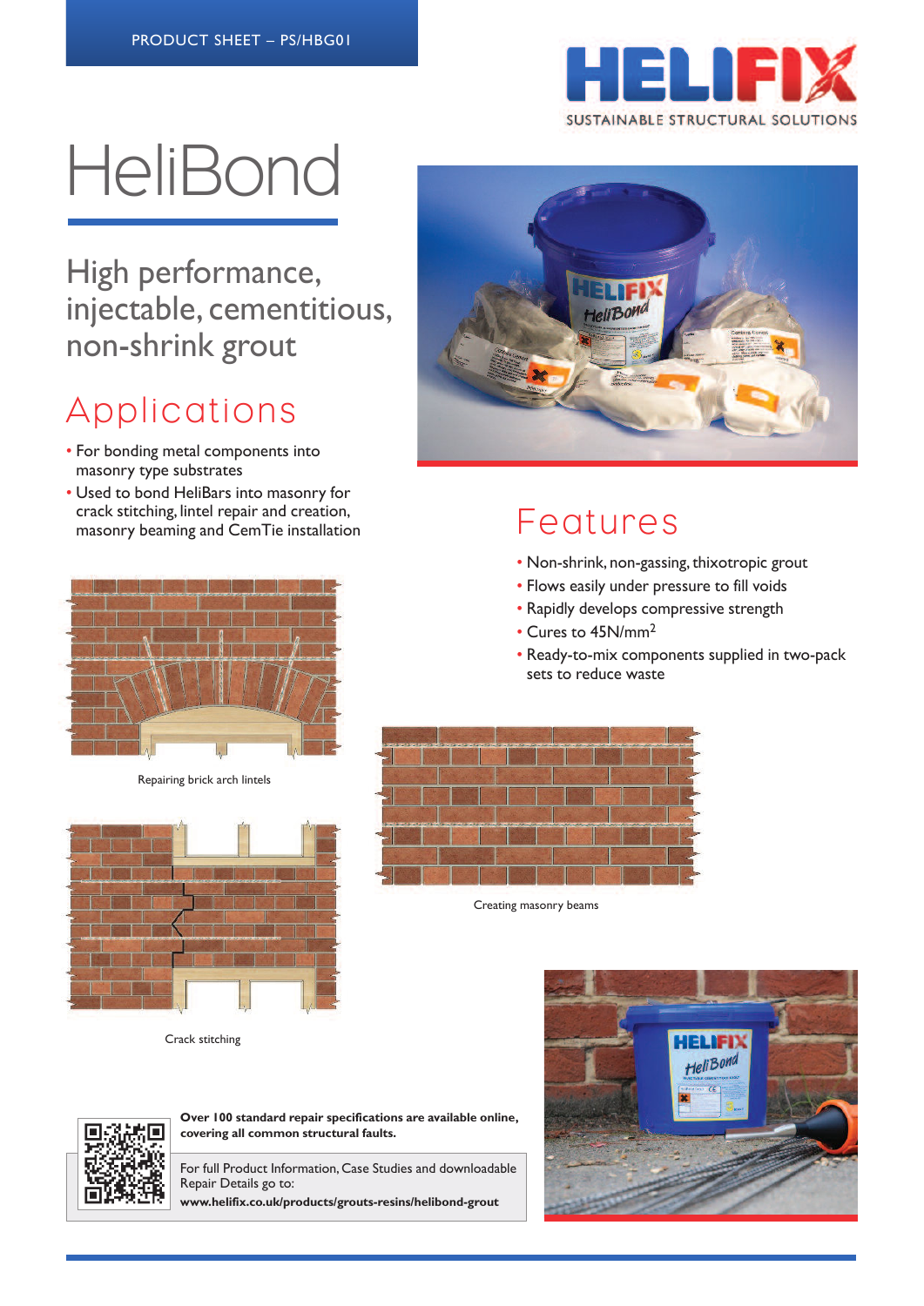PRODUCT SHEET – PS/HBG01

HELIFIX
SUSTAINABLE STRUCTURAL SOLUTIONS

# HeliBond

## High performance, injectable, cementitious, non-shrink grout

## Applications

- For bonding metal components into masonry type substrates
- Used to bond HeliBars into masonry for crack stitching, lintel repair and creation, masonry beaming and CemTie installation

Repairing brick arch lintels

Crack stitching

## Features

- Non-shrink, non-gassing, thixotropic grout
- Flows easily under pressure to fill voids
- Rapidly develops compressive strength
- Cures to 45N/mm$^2$
- Ready-to-mix components supplied in two-pack sets to reduce waste

Creating masonry beams

**Over 100 standard repair specifications are available online, covering all common structural faults.**

For full Product Information, Case Studies and downloadable Repair Details go to:
**www.helifix.co.uk/products/grouts-resins/helibond-grout**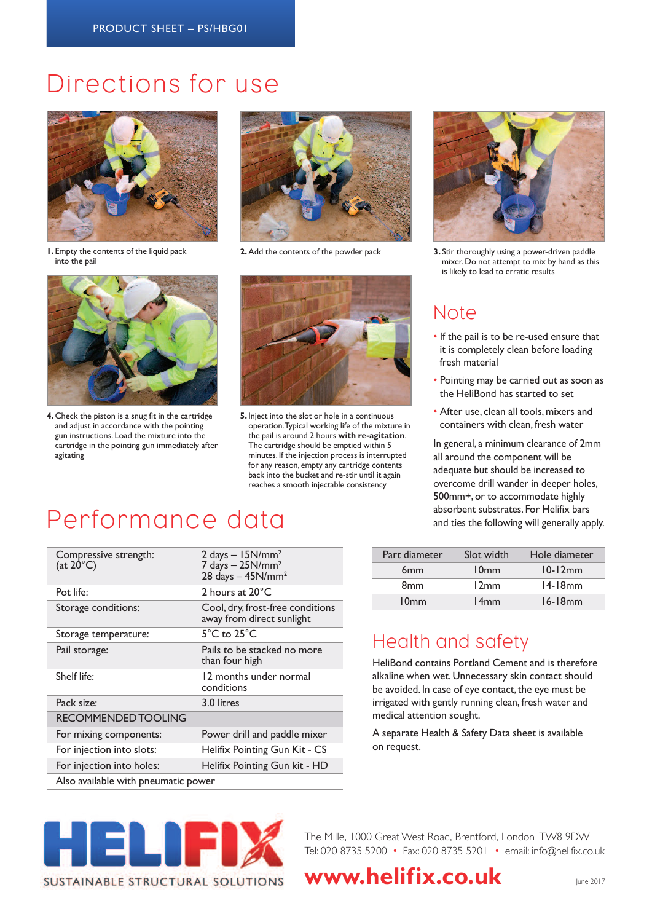PRODUCT SHEET – PS/HBG01

# Directions for use

**1.** Empty the contents of the liquid pack into the pail

**2.** Add the contents of the powder pack

**3.** Stir thoroughly using a power-driven paddle mixer. Do not attempt to mix by hand as this is likely to lead to erratic results

**4.** Check the piston is a snug fit in the cartridge and adjust in accordance with the pointing gun instructions. Load the mixture into the cartridge in the pointing gun immediately after agitating

**5.** Inject into the slot or hole in a continuous operation. Typical working life of the mixture in the pail is around 2 hours **with re-agitation**. The cartridge should be emptied within 5 minutes. If the injection process is interrupted for any reason, empty any cartridge contents back into the bucket and re-stir until it again reaches a smooth injectable consistency

## Note

- If the pail is to be re-used ensure that it is completely clean before loading fresh material
- Pointing may be carried out as soon as the HeliBond has started to set
- After use, clean all tools, mixers and containers with clean, fresh water

In general, a minimum clearance of 2mm all around the component will be adequate but should be increased to overcome drill wander in deeper holes, 500mm+, or to accommodate highly absorbent substrates. For Helifix bars and ties the following will generally apply.

| Part diameter | Slot width | Hole diameter |
|---|---|---|
| 6mm | 10mm | 10-12mm |
| 8mm | 12mm | 14-18mm |
| 10mm | 14mm | 16-18mm |

# Performance data

| | |
|---|---|
| Compressive strength: (at 20°C) | 2 days – 15N/mm$^2$<br>7 days – 25N/mm$^2$<br>28 days – 45N/mm$^2$ |
| Pot life: | 2 hours at 20°C |
| Storage conditions: | Cool, dry, frost-free conditions away from direct sunlight |
| Storage temperature: | 5°C to 25°C |
| Pail storage: | Pails to be stacked no more than four high |
| Shelf life: | 12 months under normal conditions |
| Pack size: | 3.0 litres |
| RECOMMENDED TOOLING | |
| For mixing components: | Power drill and paddle mixer |
| For injection into slots: | Helifix Pointing Gun Kit - CS |
| For injection into holes: | Helifix Pointing Gun kit - HD |
| Also available with pneumatic power | |

## Health and safety

HeliBond contains Portland Cement and is therefore alkaline when wet. Unnecessary skin contact should be avoided. In case of eye contact, the eye must be irrigated with gently running clean, fresh water and medical attention sought.

A separate Health & Safety Data sheet is available on request.

HELIFIX
SUSTAINABLE STRUCTURAL SOLUTIONS

The Mille, 1000 Great West Road, Brentford, London TW8 9DW
Tel: 020 8735 5200 • Fax: 020 8735 5201 • email: info@helifix.co.uk

**www.helifix.co.uk**

June 2017